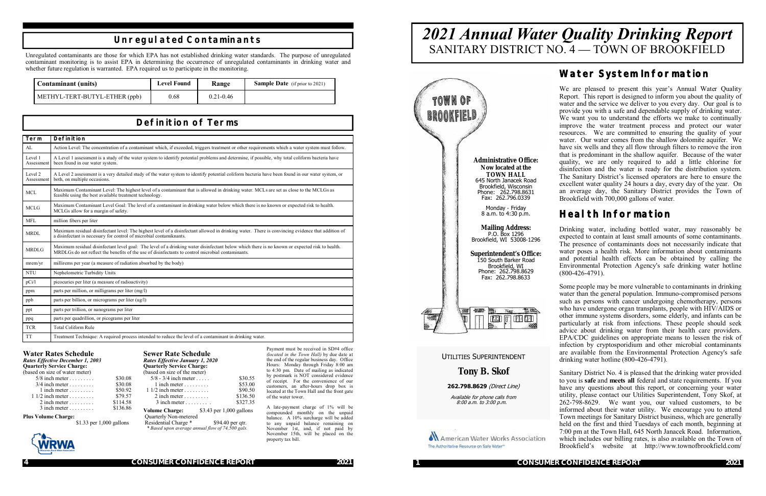## Unregulated Contaminants

Unregulated contaminants are those for which EPA has not established drinking water standards. The purpose of unregulated contaminant monitoring is to assist EPA in determining the occurrence of unregulated contaminants in drinking water and whether future regulation is warranted. EPA required us to participate in the monitoring.

| Contaminant (units) | Level Found | Range | Sample Date (if prior to 2021) |
|---|---|---|---|
| METHYL-TERT-BUTYL-ETHER (ppb) | 0.68 | 0.21-0.46 | |

## Definition of Terms

| Term | Definition |
|---|---|
| AL | Action Level: The concentration of a contaminant which, if exceeded, triggers treatment or other requirements which a water system must follow. |
| Level 1 Assessment | A Level 1 assessment is a study of the water system to identify potential problems and determine, if possible, why total coliform bacteria have been found in our water system. |
| Level 2 Assessment | A Level 2 assessment is a very detailed study of the water system to identify potential coliform bacteria have been found in our water system, or both, on multiple occasions. |
| MCL | Maximum Contaminant Level: The highest level of a contaminant that is allowed in drinking water. MCLs are set as close to the MCLGs as feasible using the best available treatment technology. |
| MCLG | Maximum Contaminant Level Goal: The level of a contaminant in drinking water below which there is no known or expected risk to health. MCLGs allow for a margin of safety. |
| MFL | million fibers per liter |
| MRDL | Maximum residual disinfectant level: The highest level of a disinfectant allowed in drinking water. There is convincing evidence that addition of a disinfectant is necessary for control of microbial contaminknants. |
| MRDLG | Maximum residual disinfectant level goal: The level of a drinking water disinfectant below which there is no known or expected risk to health. MRDLGs do not reflect the benefits of the use of disinfectants to control microbial contaminants. |
| mrem/yr | millirems per year (a measure of radiation absorbed by the body) |
| NTU | Nephelometric Turbidity Units |
| pCi/l | picocuries per liter (a measure of radioactivity) |
| ppm | parts per million, or milligrams per liter (mg/l) |
| ppb | parts per billion, or micrograms per liter (ug/l) |
| ppt | parts per trillion, or nanograms per liter |
| ppq | parts per quadrillion, or picograms per liter |
| TCR | Total Coliform Rule |
| TT | Treatment Technique: A required process intended to reduce the level of a contaminant in drinking water. |

### Water Rates Schedule

*Rates Effective December 1, 2003*

**Quarterly Service Charge:**
(based on size of water meter)

| Meter | Charge |
|---|---|
| 5/8 inch meter | $30.08 |
| 3/4 inch meter | $30.08 |
| 1 inch meter | $50.92 |
| 1 1/2 inch meter | $79.57 |
| 2 inch meter | $114.58 |
| 3 inch meter | $136.86 |

**Plus Volume Charge:**
$1.33 per 1,000 gallons

### Sewer Rate Schedule

*Rates Effective January 1, 2020*

**Quarterly Service Charge:**
(based on size of the meter)

| Meter | Charge |
|---|---|
| 5/8 - 3/4 inch meter | $30.55 |
| 1 inch meter | $53.00 |
| 1 1/2 inch meter | $90.50 |
| 2 inch meter | $136.50 |
| 3 inch meter | $327.35 |

**Volume Charge:** $3.43 per 1,000 gallons

Quarterly Non-metered
Residential Charge * $94.40 per qtr.
*\* Based upon average annual flow of 74,500 gals.*

Payment must be received in SD#4 office *(located in the Town Hall)* by due date at the end of the regular business day. Office Hours: Monday through Friday 8:00 am to 4:30 pm. Date of mailing as indicated by postmark is NOT considered evidence of receipt. For the convenience of our customers, an after-hours drop box is located at the Town Hall and the front gate of the water tower.

A late-payment charge of 1% will be compounded monthly on the unpaid balance. A 10% surcharge will be added to any unpaid balance remaining on November 1st, and, if not paid by November 15th, will be placed on the property tax bill.

WRWA

# 2021 Annual Water Quality Drinking Report

## SANITARY DISTRICT NO. 4 — TOWN OF BROOKFIELD

TOWN OF BROOKFIELD

**Administrative Office:**
**Now located at the TOWN HALL**
645 North Janacek Road
Brookfield, Wisconsin
Phone: 262.798.8631
Fax: 262.796.0339

Monday - Friday
8 a.m. to 4:30 p.m.

**Mailing Address:**
P.O. Box 1296
Brookfield, WI 53008-1296

**Superintendent's Office:**
150 South Barker Road
Brookfield, WI
Phone: 262.798.8629
Fax: 262.798.8633

UTILITIES SUPERINTENDENT

**Tony B. Skof**

**262.798.8629** *(Direct Line)*

*Available for phone calls from 8:00 a.m. to 3:00 p.m.*

American Water Works Association
The Authoritative Resource on Safe Water

## Water System Information

We are pleased to present this year's Annual Water Quality Report. This report is designed to inform you about the quality of water and the service we deliver to you every day. Our goal is to provide you with a safe and dependable supply of drinking water. We want you to understand the efforts we make to continually improve the water treatment process and protect our water resources. We are committed to ensuring the quality of your water. Our water comes from the shallow dolomite aquifer. We have six wells and they all flow through filters to remove the iron that is predominant in the shallow aquifer. Because of the water quality, we are only required to add a little chlorine for disinfection and the water is ready for the distribution system. The Sanitary District's licensed operators are here to ensure the excellent water quality 24 hours a day, every day of the year. On an average day, the Sanitary District provides the Town of Brookfield with 700,000 gallons of water.

## Health Information

Drinking water, including bottled water, may reasonably be expected to contain at least small amounts of some contaminants. The presence of contaminants does not necessarily indicate that water poses a health risk. More information about contaminants and potential health effects can be obtained by calling the Environmental Protection Agency's safe drinking water hotline (800-426-4791).

Some people may be more vulnerable to contaminants in drinking water than the general population. Immuno-compromised persons such as persons with cancer undergoing chemotherapy, persons who have undergone organ transplants, people with HIV/AIDS or other immune systems disorders, some elderly, and infants can be particularly at risk from infections. These people should seek advice about drinking water from their health care providers. EPA/CDC guidelines on appropriate means to lessen the risk of infection by cryptosporidium and other microbial contaminants are available from the Environmental Protection Agency's safe drinking water hotline (800-426-4791).

Sanitary District No. 4 is pleased that the drinking water provided to you is **safe** and **meets all** federal and state requirements. If you have any questions about this report, or concerning your water utility, please contact our Utilities Superintendent, Tony Skof, at 262-798-8629. We want you, our valued customers, to be informed about their water utility. We encourage you to attend Town meetings for Sanitary District business, which are generally held on the first and third Tuesdays of each month, beginning at 7:00 pm at the Town Hall, 645 North Janacek Road. Information, which includes our billing rates, is also available on the Town of Brookfield's website at http://www.townofbrookfield.com/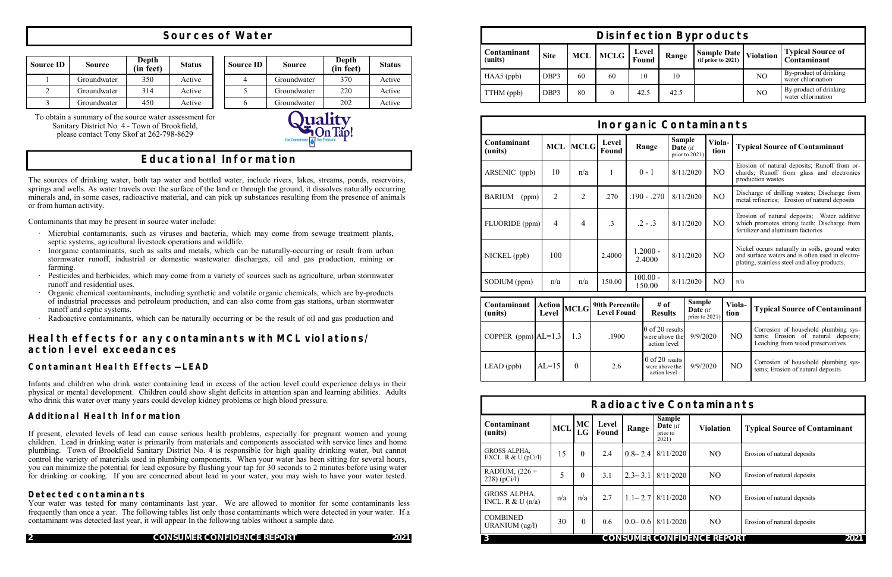## Sources of Water

| Source ID | Source | Depth (in feet) | Status |
|---|---|---|---|
| 1 | Groundwater | 350 | Active |
| 2 | Groundwater | 314 | Active |
| 3 | Groundwater | 450 | Active |
| 4 | Groundwater | 370 | Active |
| 5 | Groundwater | 220 | Active |
| 6 | Groundwater | 202 | Active |

To obtain a summary of the source water assessment for Sanitary District No. 4 - Town of Brookfield, please contact Tony Skof at 262-798-8629

## Educational Information

The sources of drinking water, both tap water and bottled water, include rivers, lakes, streams, ponds, reservoirs, springs and wells. As water travels over the surface of the land or through the ground, it dissolves naturally occurring minerals and, in some cases, radioactive material, and can pick up substances resulting from the presence of animals or from human activity.

Contaminants that may be present in source water include:

- Microbial contaminants, such as viruses and bacteria, which may come from sewage treatment plants, septic systems, agricultural livestock operations and wildlife.
- Inorganic contaminants, such as salts and metals, which can be naturally-occurring or result from urban stormwater runoff, industrial or domestic wastewater discharges, oil and gas production, mining or farming.
- Pesticides and herbicides, which may come from a variety of sources such as agriculture, urban stormwater runoff and residential uses.
- Organic chemical contaminants, including synthetic and volatile organic chemicals, which are by-products of industrial processes and petroleum production, and can also come from gas stations, urban stormwater runoff and septic systems.
- Radioactive contaminants, which can be naturally occurring or be the result of oil and gas production and

## Health effects for any contaminants with MCL violations/ action level exceedances

### Contaminant Health Effects —LEAD

Infants and children who drink water containing lead in excess of the action level could experience delays in their physical or mental development. Children could show slight deficits in attention span and learning abilities. Adults who drink this water over many years could develop kidney problems or high blood pressure.

### Additional Health Information

If present, elevated levels of lead can cause serious health problems, especially for pregnant women and young children. Lead in drinking water is primarily from materials and components associated with service lines and home plumbing. Town of Brookfield Sanitary District No. 4 is responsible for high quality drinking water, but cannot control the variety of materials used in plumbing components. When your water has been sitting for several hours, you can minimize the potential for lead exposure by flushing your tap for 30 seconds to 2 minutes before using water for drinking or cooking. If you are concerned about lead in your water, you may wish to have your water tested.

### Detected contaminants

Your water was tested for many contaminants last year. We are allowed to monitor for some contaminants less frequently than once a year. The following tables list only those contaminants which were detected in your water. If a contaminant was detected last year, it will appear In the following tables without a sample date.

## Disinfection Byproducts

| Contaminant (units) | Site | MCL | MCLG | Level Found | Range | Sample Date (if prior to 2021) | Violation | Typical Source of Contaminant |
|---|---|---|---|---|---|---|---|---|
| HAA5 (ppb) | DBP3 | 60 | 60 | 10 | 10 | | NO | By-product of drinking water chlorination |
| TTHM (ppb) | DBP3 | 80 | 0 | 42.5 | 42.5 | | NO | By-product of drinking water chlorination |

## Inorganic Contaminants

| Contaminant (units) | MCL | MCLG | Level Found | Range | Sample Date (if prior to 2021) | Violation | Typical Source of Contaminant |
|---|---|---|---|---|---|---|---|
| ARSENIC (ppb) | 10 | n/a | 1 | 0 - 1 | 8/11/2020 | NO | Erosion of natural deposits; Runoff from orchards; Runoff from glass and electronics production wastes |
| BARIUM (ppm) | 2 | 2 | .270 | .190 - .270 | 8/11/2020 | NO | Discharge of drilling wastes; Discharge from metal refineries; Erosion of natural deposits |
| FLUORIDE (ppm) | 4 | 4 | .3 | .2 - .3 | 8/11/2020 | NO | Erosion of natural deposits; Water additive which promotes strong teeth; Discharge from fertilizer and aluminum factories |
| NICKEL (ppb) | 100 | | 2.4000 | 1.2000 - 2.4000 | 8/11/2020 | NO | Nickel occurs naturally in soils, ground water and surface waters and is often used in electroplating, stainless steel and alloy products. |
| SODIUM (ppm) | n/a | n/a | 150.00 | 100.00 - 150.00 | 8/11/2020 | NO | n/a |

| Contaminant (units) | Action Level | MCLG | 90th Percentile Level Found | # of Results | Sample Date (if prior to 2021) | Violation | Typical Source of Contaminant |
|---|---|---|---|---|---|---|---|
| COPPER (ppm) | AL=1.3 | 1.3 | .1900 | 0 of 20 results were above the action level | 9/9/2020 | NO | Corrosion of household plumbing systems; Erosion of natural deposits; Leaching from wood preservatives |
| LEAD (ppb) | AL=15 | 0 | 2.6 | 0 of 20 results were above the action level | 9/9/2020 | NO | Corrosion of household plumbing systems; Erosion of natural deposits |

## Radioactive Contaminants

| Contaminant (units) | MCL | MCLG | Level Found | Range | Sample Date (if prior to 2021) | Violation | Typical Source of Contaminant |
|---|---|---|---|---|---|---|---|
| GROSS ALPHA, EXCL. R & U (pCi/l) | 15 | 0 | 2.4 | 0.8– 2.4 | 8/11/2020 | NO | Erosion of natural deposits |
| RADIUM, (226 + 228) (pCi/l) | 5 | 0 | 3.1 | 2.3– 3.1 | 8/11/2020 | NO | Erosion of natural deposits |
| GROSS ALPHA, INCL. R & U (n/a) | n/a | n/a | 2.7 | 1.1– 2.7 | 8/11/2020 | NO | Erosion of natural deposits |
| COMBINED URANIUM (ug/l) | 30 | 0 | 0.6 | 0.0– 0.6 | 8/11/2020 | NO | Erosion of natural deposits |